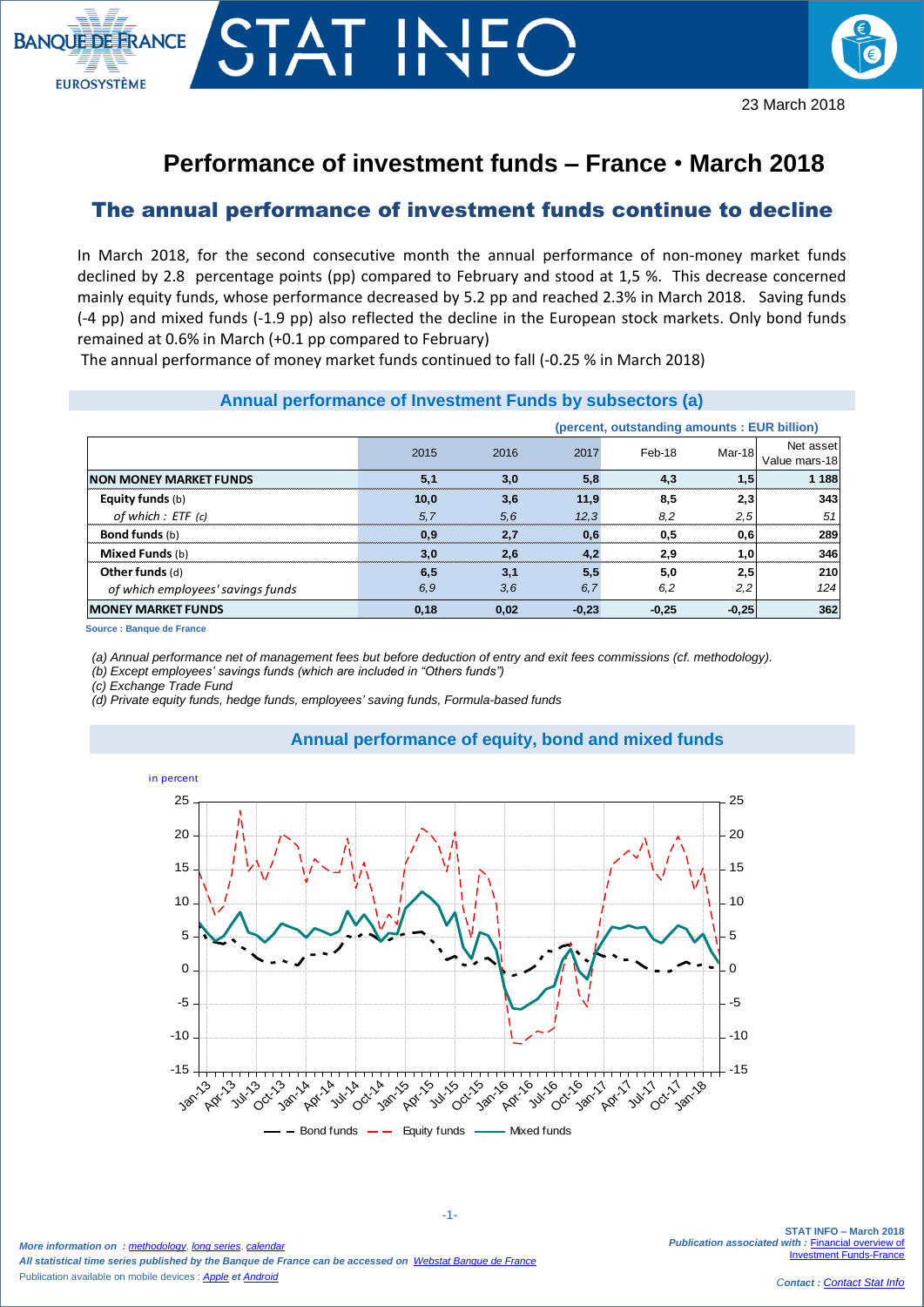23 March 2018

# Performance of investment funds – France • March 2018

## The annual performance of investment funds continue to decline

In March 2018, for the second consecutive month the annual performance of non-money market funds declined by 2.8 percentage points (pp) compared to February and stood at 1,5 %. This decrease concerned mainly equity funds, whose performance decreased by 5.2 pp and reached 2.3% in March 2018. Saving funds (-4 pp) and mixed funds (-1.9 pp) also reflected the decline in the European stock markets. Only bond funds remained at 0.6% in March (+0.1 pp compared to February)

The annual performance of money market funds continued to fall (-0.25 % in March 2018)

### Annual performance of Investment Funds by subsectors (a)

(percent, outstanding amounts : EUR billion)

| | 2015 | 2016 | 2017 | Feb-18 | Mar-18 | Net asset Value mars-18 |
|---|---|---|---|---|---|---|
| **NON MONEY MARKET FUNDS** | **5,1** | **3,0** | **5,8** | **4,3** | **1,5** | **1 188** |
| **Equity funds** (b) | **10,0** | **3,6** | **11,9** | **8,5** | **2,3** | **343** |
| *of which : ETF (c)* | *5,7* | *5,6* | *12,3* | *8,2* | *2,5* | *51* |
| **Bond funds** (b) | **0,9** | **2,7** | **0,6** | **0,5** | **0,6** | **289** |
| **Mixed Funds** (b) | **3,0** | **2,6** | **4,2** | **2,9** | **1,0** | **346** |
| **Other funds** (d) | **6,5** | **3,1** | **5,5** | **5,0** | **2,5** | **210** |
| *of which employees' savings funds* | *6,9* | *3,6* | *6,7* | *6,2* | *2,2* | *124* |
| **MONEY MARKET FUNDS** | **0,18** | **0,02** | **-0,23** | **-0,25** | **-0,25** | **362** |

Source : Banque de France

*(a) Annual performance net of management fees but before deduction of entry and exit fees commissions (cf. methodology).*
*(b) Except employees' savings funds (which are included in "Others funds")*
*(c) Exchange Trade Fund*
*(d) Private equity funds, hedge funds, employees' saving funds, Formula-based funds*

### Annual performance of equity, bond and mixed funds

*More information on : methodology, long series, calendar*
*All statistical time series published by the Banque de France can be accessed on Webstat Banque de France*
Publication available on mobile devices : *Apple et Android*

STAT INFO – March 2018
*Publication associated with : Financial overview of Investment Funds-France*

*Contact : Contact Stat Info*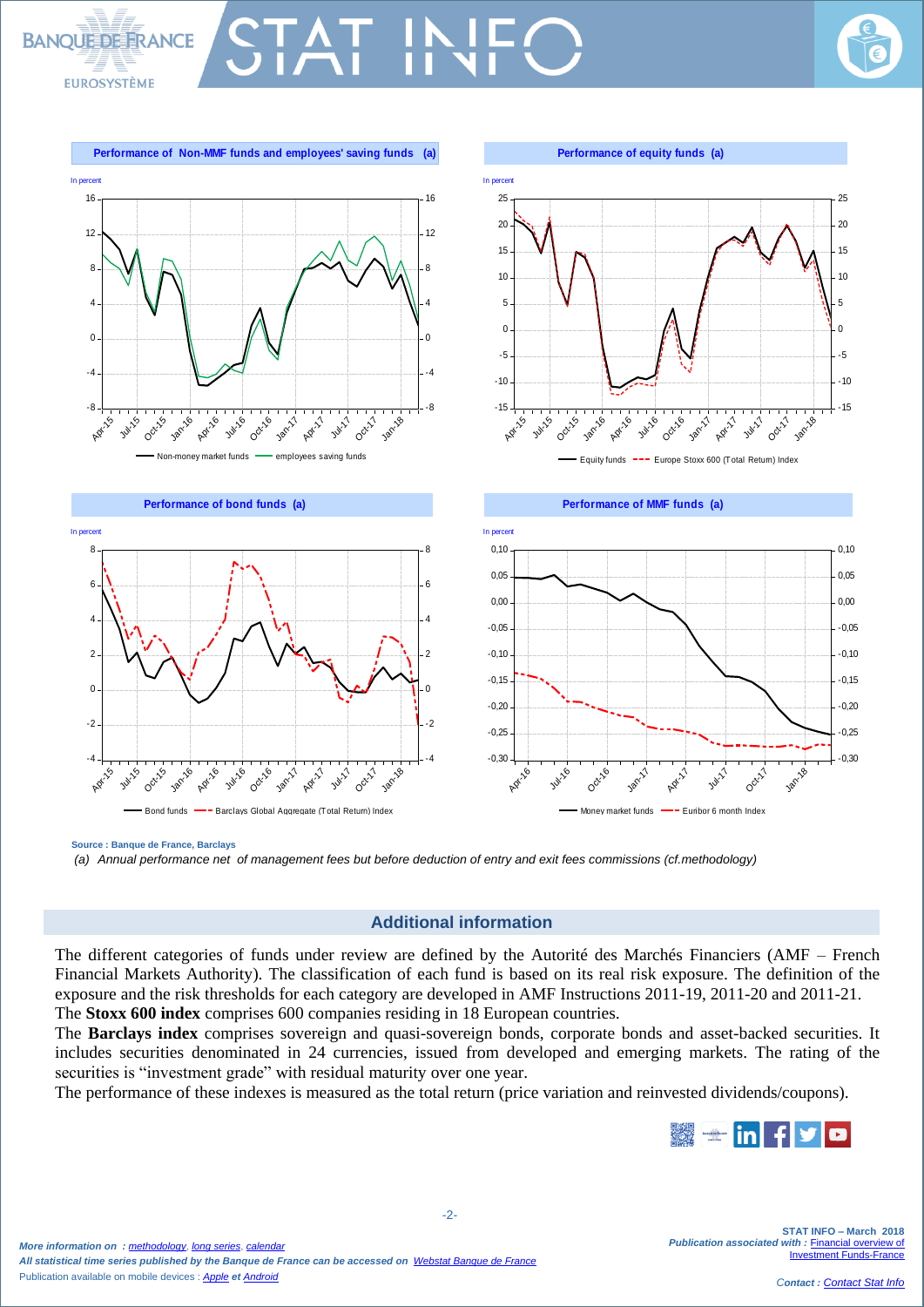### Performance of Non-MMF funds and employees' saving funds (a)

In percent

16 12 8 4 0 -4 -8

Apr-15 Jul-15 Oct-15 Jan-16 Apr-16 Jul-16 Oct-16 Jan-17 Apr-17 Jul-17 Oct-17 Jan-18

Non-money market funds — employees saving funds

### Performance of equity funds (a)

In percent

25 20 15 10 5 0 -5 -10 -15

Apr-15 Jul-15 Oct-15 Jan-16 Apr-16 Jul-16 Oct-16 Jan-17 Apr-17 Jul-17 Oct-17 Jan-18

Equity funds — Europe Stoxx 600 (Total Return) Index

### Performance of bond funds (a)

In percent

8 6 4 2 0 -2 -4

Apr-15 Jul-15 Oct-15 Jan-16 Apr-16 Jul-16 Oct-16 Jan-17 Apr-17 Jul-17 Oct-17 Jan-18

Bond funds — Barclays Global Aggregate (Total Return) Index

### Performance of MMF funds (a)

In percent

0,10 0,05 0,00 -0,05 -0,10 -0,15 -0,20 -0,25 -0,30

Apr-16 Jul-16 Oct-16 Jan-17 Apr-17 Jul-17 Oct-17 Jan-18

Money market funds — Euribor 6 month Index

**Source : Banque de France, Barclays**

*(a) Annual performance net of management fees but before deduction of entry and exit fees commissions (cf.methodology)*

## Additional information

The different categories of funds under review are defined by the Autorité des Marchés Financiers (AMF – French Financial Markets Authority). The classification of each fund is based on its real risk exposure. The definition of the exposure and the risk thresholds for each category are developed in AMF Instructions 2011-19, 2011-20 and 2011-21.

The **Stoxx 600 index** comprises 600 companies residing in 18 European countries.

The **Barclays index** comprises sovereign and quasi-sovereign bonds, corporate bonds and asset-backed securities. It includes securities denominated in 24 currencies, issued from developed and emerging markets. The rating of the securities is "investment grade" with residual maturity over one year.

The performance of these indexes is measured as the total return (price variation and reinvested dividends/coupons).

***More information on : methodology, long series, calendar***

***All statistical time series published by the Banque de France can be accessed on Webstat Banque de France***

Publication available on mobile devices : ***Apple et Android***

**STAT INFO – March 2018**

***Publication associated with :*** Financial overview of Investment Funds-France

*Contact :* Contact Stat Info